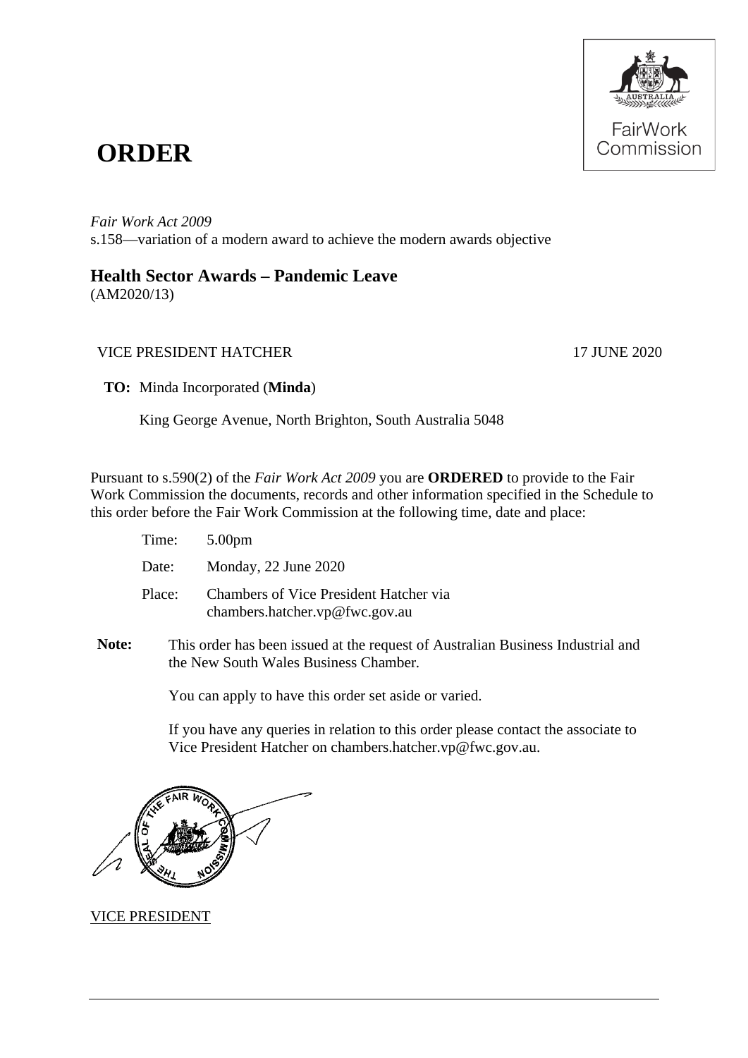FairWork Commission

# ORDER

*Fair Work Act 2009*
s.158—variation of a modern award to achieve the modern awards objective

## Health Sector Awards – Pandemic Leave
(AM2020/13)

VICE PRESIDENT HATCHER 17 JUNE 2020

**TO:** Minda Incorporated (**Minda**)

King George Avenue, North Brighton, South Australia 5048

Pursuant to s.590(2) of the *Fair Work Act 2009* you are **ORDERED** to provide to the Fair Work Commission the documents, records and other information specified in the Schedule to this order before the Fair Work Commission at the following time, date and place:

| | |
|---|---|
| Time: | 5.00pm |
| Date: | Monday, 22 June 2020 |
| Place: | Chambers of Vice President Hatcher via chambers.hatcher.vp@fwc.gov.au |

**Note:** This order has been issued at the request of Australian Business Industrial and the New South Wales Business Chamber.

You can apply to have this order set aside or varied.

If you have any queries in relation to this order please contact the associate to Vice President Hatcher on chambers.hatcher.vp@fwc.gov.au.

VICE PRESIDENT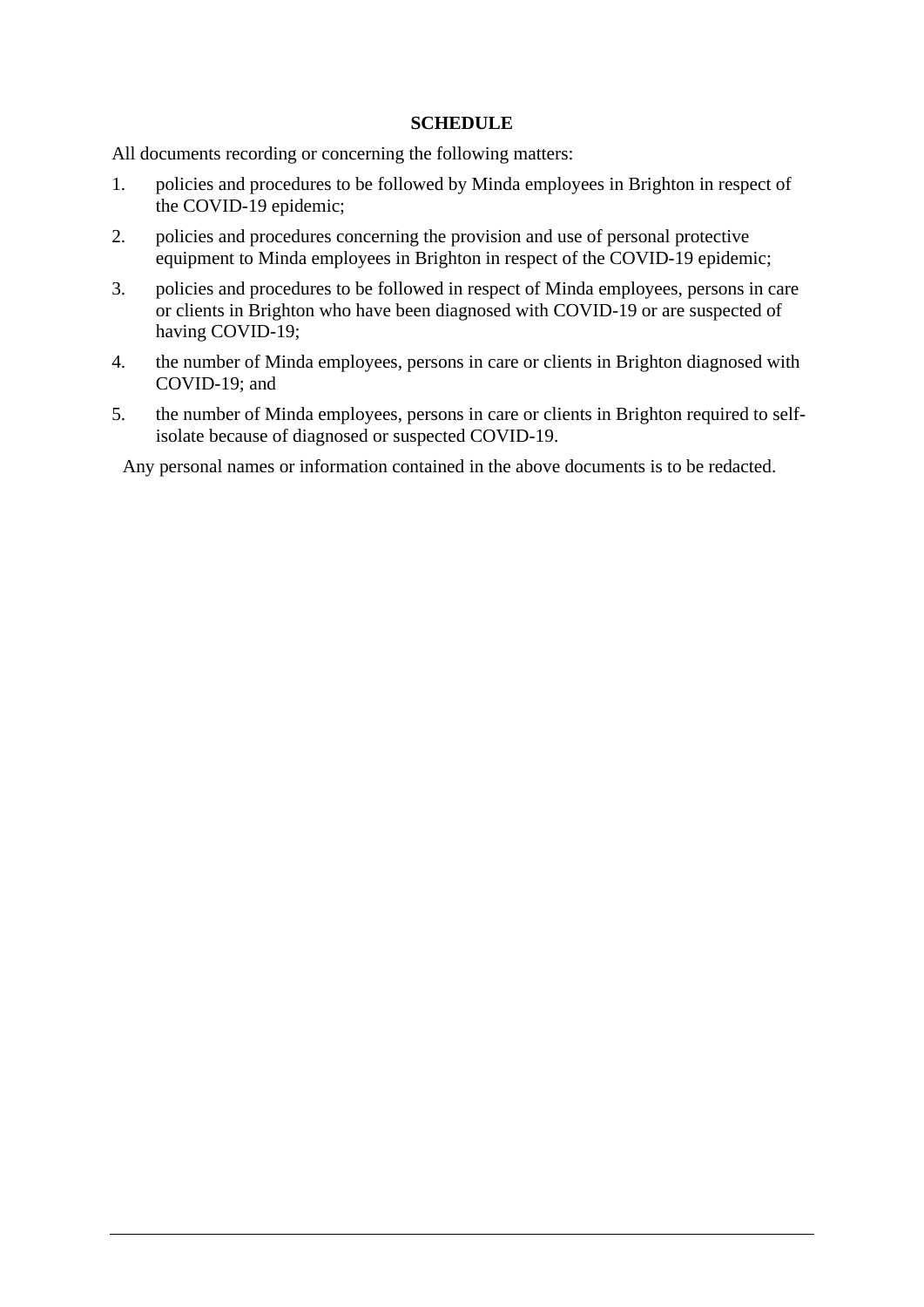**SCHEDULE**

All documents recording or concerning the following matters:

1. policies and procedures to be followed by Minda employees in Brighton in respect of the COVID-19 epidemic;
2. policies and procedures concerning the provision and use of personal protective equipment to Minda employees in Brighton in respect of the COVID-19 epidemic;
3. policies and procedures to be followed in respect of Minda employees, persons in care or clients in Brighton who have been diagnosed with COVID-19 or are suspected of having COVID-19;
4. the number of Minda employees, persons in care or clients in Brighton diagnosed with COVID-19; and
5. the number of Minda employees, persons in care or clients in Brighton required to self-isolate because of diagnosed or suspected COVID-19.

Any personal names or information contained in the above documents is to be redacted.